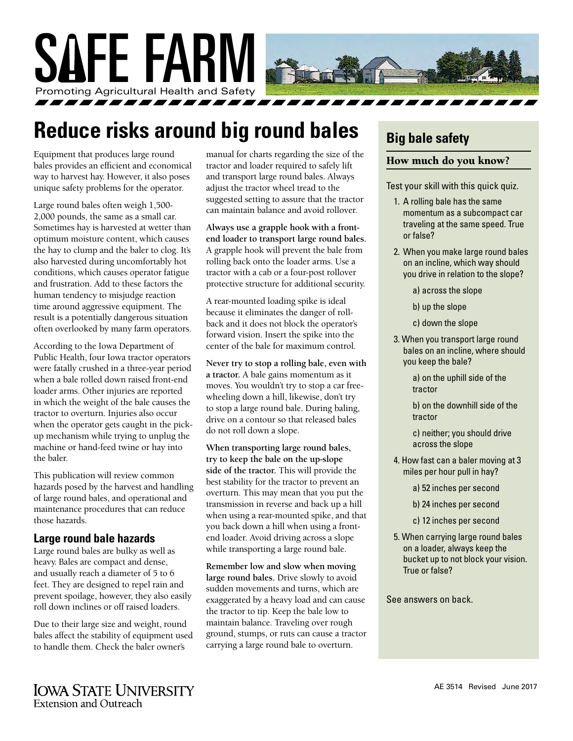# SAFE FARM

Promoting Agricultural Health and Safety

## Reduce risks around big round bales

Equipment that produces large round bales provides an efficient and economical way to harvest hay. However, it also poses unique safety problems for the operator.

Large round bales often weigh 1,500-2,000 pounds, the same as a small car. Sometimes hay is harvested at wetter than optimum moisture content, which causes the hay to clump and the baler to clog. It's also harvested during uncomfortably hot conditions, which causes operator fatigue and frustration. Add to these factors the human tendency to misjudge reaction time around aggressive equipment. The result is a potentially dangerous situation often overlooked by many farm operators.

According to the Iowa Department of Public Health, four Iowa tractor operators were fatally crushed in a three-year period when a bale rolled down raised front-end loader arms. Other injuries are reported in which the weight of the bale causes the tractor to overturn. Injuries also occur when the operator gets caught in the pick-up mechanism while trying to unplug the machine or hand-feed twine or hay into the baler.

This publication will review common hazards posed by the harvest and handling of large round bales, and operational and maintenance procedures that can reduce those hazards.

### Large round bale hazards

Large round bales are bulky as well as heavy. Bales are compact and dense, and usually reach a diameter of 5 to 6 feet. They are designed to repel rain and prevent spoilage, however, they also easily roll down inclines or off raised loaders.

Due to their large size and weight, round bales affect the stability of equipment used to handle them. Check the baler owner's manual for charts regarding the size of the tractor and loader required to safely lift and transport large round bales. Always adjust the tractor wheel tread to the suggested setting to assure that the tractor can maintain balance and avoid rollover.

**Always use a grapple hook with a front-end loader to transport large round bales.** A grapple hook will prevent the bale from rolling back onto the loader arms. Use a tractor with a cab or a four-post rollover protective structure for additional security.

A rear-mounted loading spike is ideal because it eliminates the danger of roll-back and it does not block the operator's forward vision. Insert the spike into the center of the bale for maximum control.

**Never try to stop a rolling bale, even with a tractor.** A bale gains momentum as it moves. You wouldn't try to stop a car free-wheeling down a hill, likewise, don't try to stop a large round bale. During baling, drive on a contour so that released bales do not roll down a slope.

**When transporting large round bales, try to keep the bale on the up-slope side of the tractor.** This will provide the best stability for the tractor to prevent an overturn. This may mean that you put the transmission in reverse and back up a hill when using a rear-mounted spike, and that you back down a hill when using a front-end loader. Avoid driving across a slope while transporting a large round bale.

**Remember low and slow when moving large round bales.** Drive slowly to avoid sudden movements and turns, which are exaggerated by a heavy load and can cause the tractor to tip. Keep the bale low to maintain balance. Traveling over rough ground, stumps, or ruts can cause a tractor carrying a large round bale to overturn.

## Big bale safety

### How much do you know?

Test your skill with this quick quiz.

1. A rolling bale has the same momentum as a subcompact car traveling at the same speed. True or false?
2. When you make large round bales on an incline, which way should you drive in relation to the slope?
   - a) across the slope
   - b) up the slope
   - c) down the slope
3. When you transport large round bales on an incline, where should you keep the bale?
   - a) on the uphill side of the tractor
   - b) on the downhill side of the tractor
   - c) neither; you should drive across the slope
4. How fast can a baler moving at 3 miles per hour pull in hay?
   - a) 52 inches per second
   - b) 24 inches per second
   - c) 12 inches per second
5. When carrying large round bales on a loader, always keep the bucket up to not block your vision. True or false?

See answers on back.

AE 3514 Revised June 2017

Iowa State University Extension and Outreach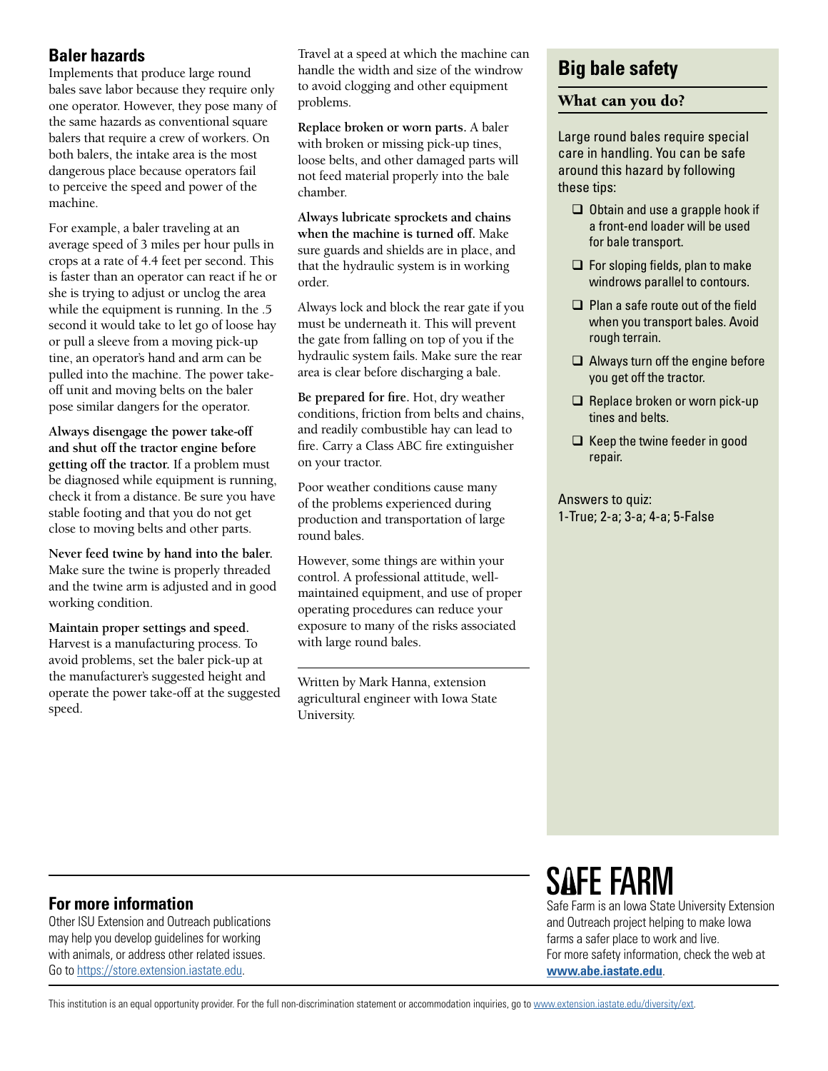## Baler hazards

Implements that produce large round bales save labor because they require only one operator. However, they pose many of the same hazards as conventional square balers that require a crew of workers. On both balers, the intake area is the most dangerous place because operators fail to perceive the speed and power of the machine.

For example, a baler traveling at an average speed of 3 miles per hour pulls in crops at a rate of 4.4 feet per second. This is faster than an operator can react if he or she is trying to adjust or unclog the area while the equipment is running. In the .5 second it would take to let go of loose hay or pull a sleeve from a moving pick-up tine, an operator's hand and arm can be pulled into the machine. The power take-off unit and moving belts on the baler pose similar dangers for the operator.

**Always disengage the power take-off and shut off the tractor engine before getting off the tractor.** If a problem must be diagnosed while equipment is running, check it from a distance. Be sure you have stable footing and that you do not get close to moving belts and other parts.

**Never feed twine by hand into the baler.** Make sure the twine is properly threaded and the twine arm is adjusted and in good working condition.

**Maintain proper settings and speed.** Harvest is a manufacturing process. To avoid problems, set the baler pick-up at the manufacturer's suggested height and operate the power take-off at the suggested speed.

Travel at a speed at which the machine can handle the width and size of the windrow to avoid clogging and other equipment problems.

**Replace broken or worn parts.** A baler with broken or missing pick-up tines, loose belts, and other damaged parts will not feed material properly into the bale chamber.

**Always lubricate sprockets and chains when the machine is turned off.** Make sure guards and shields are in place, and that the hydraulic system is in working order.

Always lock and block the rear gate if you must be underneath it. This will prevent the gate from falling on top of you if the hydraulic system fails. Make sure the rear area is clear before discharging a bale.

**Be prepared for fire.** Hot, dry weather conditions, friction from belts and chains, and readily combustible hay can lead to fire. Carry a Class ABC fire extinguisher on your tractor.

Poor weather conditions cause many of the problems experienced during production and transportation of large round bales.

However, some things are within your control. A professional attitude, well-maintained equipment, and use of proper operating procedures can reduce your exposure to many of the risks associated with large round bales.

Written by Mark Hanna, extension agricultural engineer with Iowa State University.

## Big bale safety

### What can you do?

Large round bales require special care in handling. You can be safe around this hazard by following these tips:

- ❑ Obtain and use a grapple hook if a front-end loader will be used for bale transport.
- ❑ For sloping fields, plan to make windrows parallel to contours.
- ❑ Plan a safe route out of the field when you transport bales. Avoid rough terrain.
- ❑ Always turn off the engine before you get off the tractor.
- ❑ Replace broken or worn pick-up tines and belts.
- ❑ Keep the twine feeder in good repair.

Answers to quiz:
1-True; 2-a; 3-a; 4-a; 5-False

## For more information

Other ISU Extension and Outreach publications may help you develop guidelines for working with animals, or address other related issues. Go to https://store.extension.iastate.edu.

## SAFE FARM

Safe Farm is an Iowa State University Extension and Outreach project helping to make Iowa farms a safer place to work and live.
For more safety information, check the web at **www.abe.iastate.edu**.

This institution is an equal opportunity provider. For the full non-discrimination statement or accommodation inquiries, go to www.extension.iastate.edu/diversity/ext.